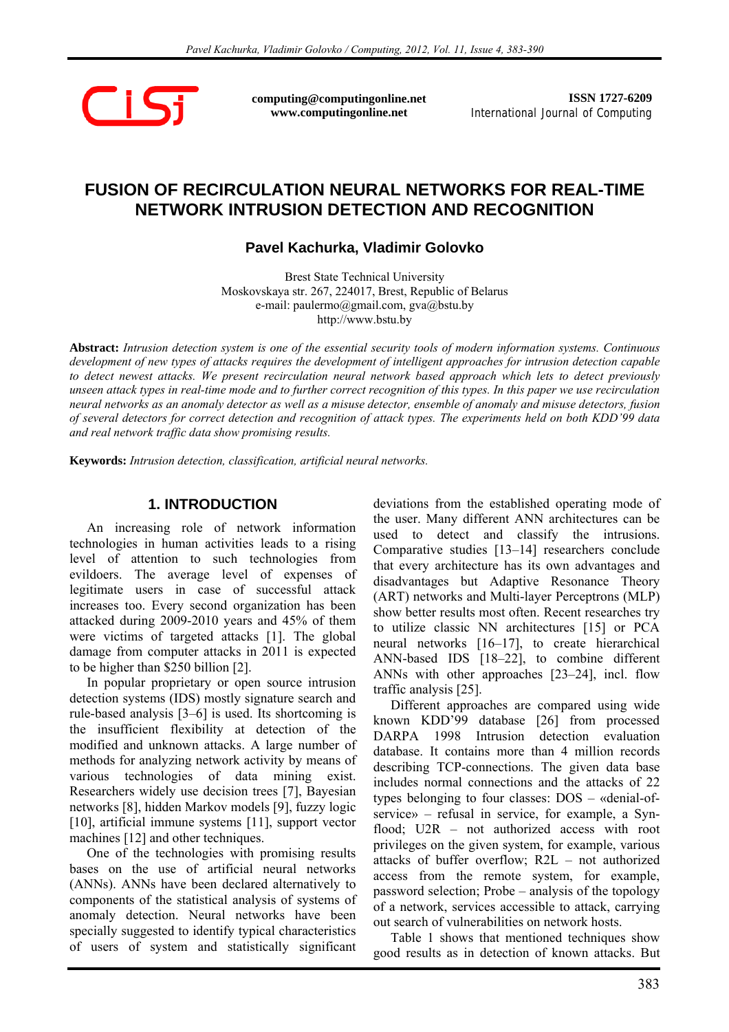computing@computingonline.net
www.computingonline.net

**ISSN 1727-6209**
International Journal of Computing

# FUSION OF RECIRCULATION NEURAL NETWORKS FOR REAL-TIME NETWORK INTRUSION DETECTION AND RECOGNITION

**Pavel Kachurka, Vladimir Golovko**

Brest State Technical University
Moskovskaya str. 267, 224017, Brest, Republic of Belarus
e-mail: paulermo@gmail.com, gva@bstu.by
http://www.bstu.by

**Abstract:** *Intrusion detection system is one of the essential security tools of modern information systems. Continuous development of new types of attacks requires the development of intelligent approaches for intrusion detection capable to detect newest attacks. We present recirculation neural network based approach which lets to detect previously unseen attack types in real-time mode and to further correct recognition of this types. In this paper we use recirculation neural networks as an anomaly detector as well as a misuse detector, ensemble of anomaly and misuse detectors, fusion of several detectors for correct detection and recognition of attack types. The experiments held on both KDD'99 data and real network traffic data show promising results.*

**Keywords:** *Intrusion detection, classification, artificial neural networks.*

## 1. INTRODUCTION

An increasing role of network information technologies in human activities leads to a rising level of attention to such technologies from evildoers. The average level of expenses of legitimate users in case of successful attack increases too. Every second organization has been attacked during 2009-2010 years and 45% of them were victims of targeted attacks [1]. The global damage from computer attacks in 2011 is expected to be higher than $250 billion [2].

In popular proprietary or open source intrusion detection systems (IDS) mostly signature search and rule-based analysis [3–6] is used. Its shortcoming is the insufficient flexibility at detection of the modified and unknown attacks. A large number of methods for analyzing network activity by means of various technologies of data mining exist. Researchers widely use decision trees [7], Bayesian networks [8], hidden Markov models [9], fuzzy logic [10], artificial immune systems [11], support vector machines [12] and other techniques.

One of the technologies with promising results bases on the use of artificial neural networks (ANNs). ANNs have been declared alternatively to components of the statistical analysis of systems of anomaly detection. Neural networks have been specially suggested to identify typical characteristics of users of system and statistically significant deviations from the established operating mode of the user. Many different ANN architectures can be used to detect and classify the intrusions. Comparative studies [13–14] researchers conclude that every architecture has its own advantages and disadvantages but Adaptive Resonance Theory (ART) networks and Multi-layer Perceptrons (MLP) show better results most often. Recent researches try to utilize classic NN architectures [15] or PCA neural networks [16–17], to create hierarchical ANN-based IDS [18–22], to combine different ANNs with other approaches [23–24], incl. flow traffic analysis [25].

Different approaches are compared using wide known KDD'99 database [26] from processed DARPA 1998 Intrusion detection evaluation database. It contains more than 4 million records describing TCP-connections. The given data base includes normal connections and the attacks of 22 types belonging to four classes: DOS – «denial-of-service» – refusal in service, for example, a Syn-flood; U2R – not authorized access with root privileges on the given system, for example, various attacks of buffer overflow; R2L – not authorized access from the remote system, for example, password selection; Probe – analysis of the topology of a network, services accessible to attack, carrying out search of vulnerabilities on network hosts.

Table 1 shows that mentioned techniques show good results as in detection of known attacks. But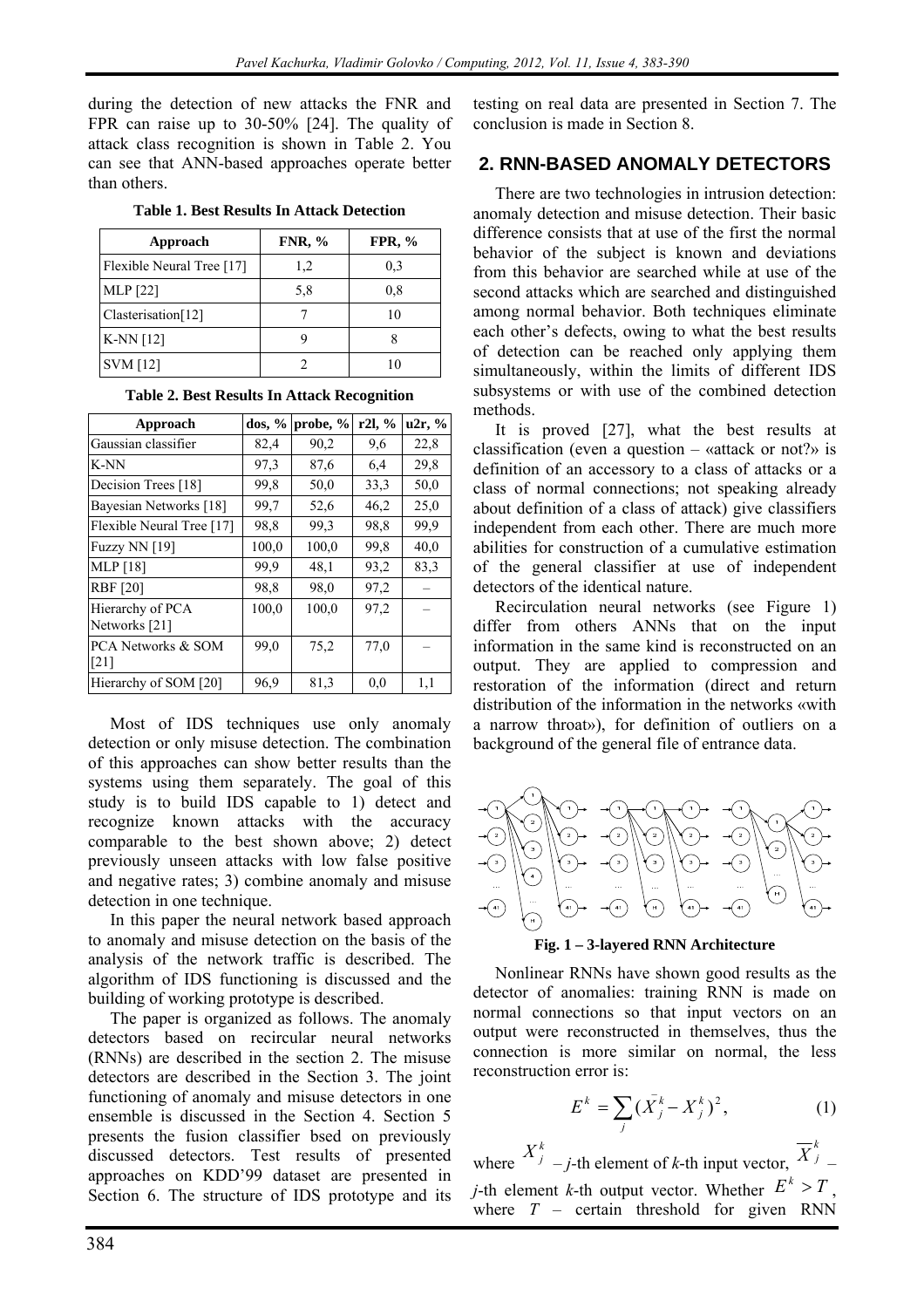during the detection of new attacks the FNR and FPR can raise up to 30-50% [24]. The quality of attack class recognition is shown in Table 2. You can see that ANN-based approaches operate better than others.

**Table 1. Best Results In Attack Detection**

| Approach | FNR, % | FPR, % |
|---|---|---|
| Flexible Neural Tree [17] | 1,2 | 0,3 |
| MLP [22] | 5,8 | 0,8 |
| Clasterisation[12] | 7 | 10 |
| K-NN [12] | 9 | 8 |
| SVM [12] | 2 | 10 |

**Table 2. Best Results In Attack Recognition**

| Approach | dos, % | probe, % | r2l, % | u2r, % |
|---|---|---|---|---|
| Gaussian classifier | 82,4 | 90,2 | 9,6 | 22,8 |
| K-NN | 97,3 | 87,6 | 6,4 | 29,8 |
| Decision Trees [18] | 99,8 | 50,0 | 33,3 | 50,0 |
| Bayesian Networks [18] | 99,7 | 52,6 | 46,2 | 25,0 |
| Flexible Neural Tree [17] | 98,8 | 99,3 | 98,8 | 99,9 |
| Fuzzy NN [19] | 100,0 | 100,0 | 99,8 | 40,0 |
| MLP [18] | 99,9 | 48,1 | 93,2 | 83,3 |
| RBF [20] | 98,8 | 98,0 | 97,2 | – |
| Hierarchy of PCA Networks [21] | 100,0 | 100,0 | 97,2 | – |
| PCA Networks & SOM [21] | 99,0 | 75,2 | 77,0 | – |
| Hierarchy of SOM [20] | 96,9 | 81,3 | 0,0 | 1,1 |

Most of IDS techniques use only anomaly detection or only misuse detection. The combination of this approaches can show better results than the systems using them separately. The goal of this study is to build IDS capable to 1) detect and recognize known attacks with the accuracy comparable to the best shown above; 2) detect previously unseen attacks with low false positive and negative rates; 3) combine anomaly and misuse detection in one technique.

In this paper the neural network based approach to anomaly and misuse detection on the basis of the analysis of the network traffic is described. The algorithm of IDS functioning is discussed and the building of working prototype is described.

The paper is organized as follows. The anomaly detectors based on recircular neural networks (RNNs) are described in the section 2. The misuse detectors are described in the Section 3. The joint functioning of anomaly and misuse detectors in one ensemble is discussed in the Section 4. Section 5 presents the fusion classifier bsed on previously discussed detectors. Test results of presented approaches on KDD'99 dataset are presented in Section 6. The structure of IDS prototype and its testing on real data are presented in Section 7. The conclusion is made in Section 8.

## 2. RNN-BASED ANOMALY DETECTORS

There are two technologies in intrusion detection: anomaly detection and misuse detection. Their basic difference consists that at use of the first the normal behavior of the subject is known and deviations from this behavior are searched while at use of the second attacks which are searched and distinguished among normal behavior. Both techniques eliminate each other's defects, owing to what the best results of detection can be reached only applying them simultaneously, within the limits of different IDS subsystems or with use of the combined detection methods.

It is proved [27], what the best results at classification (even a question – «attack or not?» is definition of an accessory to a class of attacks or a class of normal connections; not speaking already about definition of a class of attack) give classifiers independent from each other. There are much more abilities for construction of a cumulative estimation of the general classifier at use of independent detectors of the identical nature.

Recirculation neural networks (see Figure 1) differ from others ANNs that on the input information in the same kind is reconstructed on an output. They are applied to compression and restoration of the information (direct and return distribution of the information in the networks «with a narrow throat»), for definition of outliers on a background of the general file of entrance data.

**Fig. 1 – 3-layered RNN Architecture**

Nonlinear RNNs have shown good results as the detector of anomalies: training RNN is made on normal connections so that input vectors on an output were reconstructed in themselves, thus the connection is more similar on normal, the less reconstruction error is:

$$E^k = \sum_j (\bar{X}_j^k - X_j^k)^2, \qquad (1)$$

where $X_j^k$ – $j$-th element of $k$-th input vector, $\overline{X}_j^k$ – $j$-th element $k$-th output vector. Whether $E^k > T$, where $T$ – certain threshold for given RNN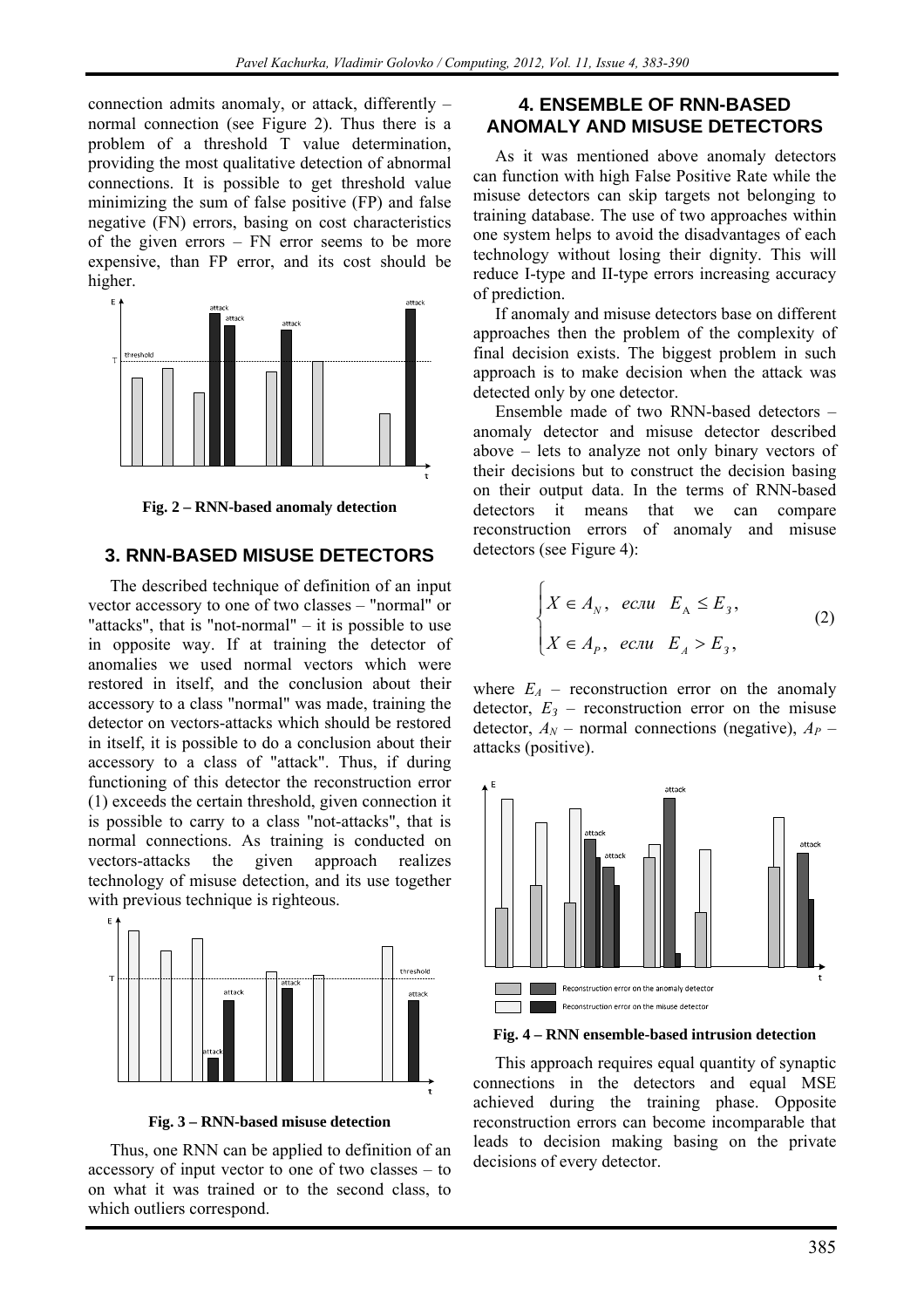connection admits anomaly, or attack, differently – normal connection (see Figure 2). Thus there is a problem of a threshold T value determination, providing the most qualitative detection of abnormal connections. It is possible to get threshold value minimizing the sum of false positive (FP) and false negative (FN) errors, basing on cost characteristics of the given errors – FN error seems to be more expensive, than FP error, and its cost should be higher.

**Fig. 2 – RNN-based anomaly detection**

## 3. RNN-BASED MISUSE DETECTORS

The described technique of definition of an input vector accessory to one of two classes – "normal" or "attacks", that is "not-normal" – it is possible to use in opposite way. If at training the detector of anomalies we used normal vectors which were restored in itself, and the conclusion about their accessory to a class "normal" was made, training the detector on vectors-attacks which should be restored in itself, it is possible to do a conclusion about their accessory to a class of "attack". Thus, if during functioning of this detector the reconstruction error (1) exceeds the certain threshold, given connection it is possible to carry to a class "not-attacks", that is normal connections. As training is conducted on vectors-attacks the given approach realizes technology of misuse detection, and its use together with previous technique is righteous.

**Fig. 3 – RNN-based misuse detection**

Thus, one RNN can be applied to definition of an accessory of input vector to one of two classes – to on what it was trained or to the second class, to which outliers correspond.

## 4. ENSEMBLE OF RNN-BASED ANOMALY AND MISUSE DETECTORS

As it was mentioned above anomaly detectors can function with high False Positive Rate while the misuse detectors can skip targets not belonging to training database. The use of two approaches within one system helps to avoid the disadvantages of each technology without losing their dignity. This will reduce I-type and II-type errors increasing accuracy of prediction.

If anomaly and misuse detectors base on different approaches then the problem of the complexity of final decision exists. The biggest problem in such approach is to make decision when the attack was detected only by one detector.

Ensemble made of two RNN-based detectors – anomaly detector and misuse detector described above – lets to analyze not only binary vectors of their decisions but to construct the decision basing on their output data. In the terms of RNN-based detectors it means that we can compare reconstruction errors of anomaly and misuse detectors (see Figure 4):

$$\begin{cases} X \in A_N, & \text{если} \quad E_A \leq E_З, \\ X \in A_P, & \text{если} \quad E_A > E_З, \end{cases} \tag{2}$$

where $E_A$ – reconstruction error on the anomaly detector, $E_З$ – reconstruction error on the misuse detector, $A_N$ – normal connections (negative), $A_P$ – attacks (positive).

**Fig. 4 – RNN ensemble-based intrusion detection**

This approach requires equal quantity of synaptic connections in the detectors and equal MSE achieved during the training phase. Opposite reconstruction errors can become incomparable that leads to decision making basing on the private decisions of every detector.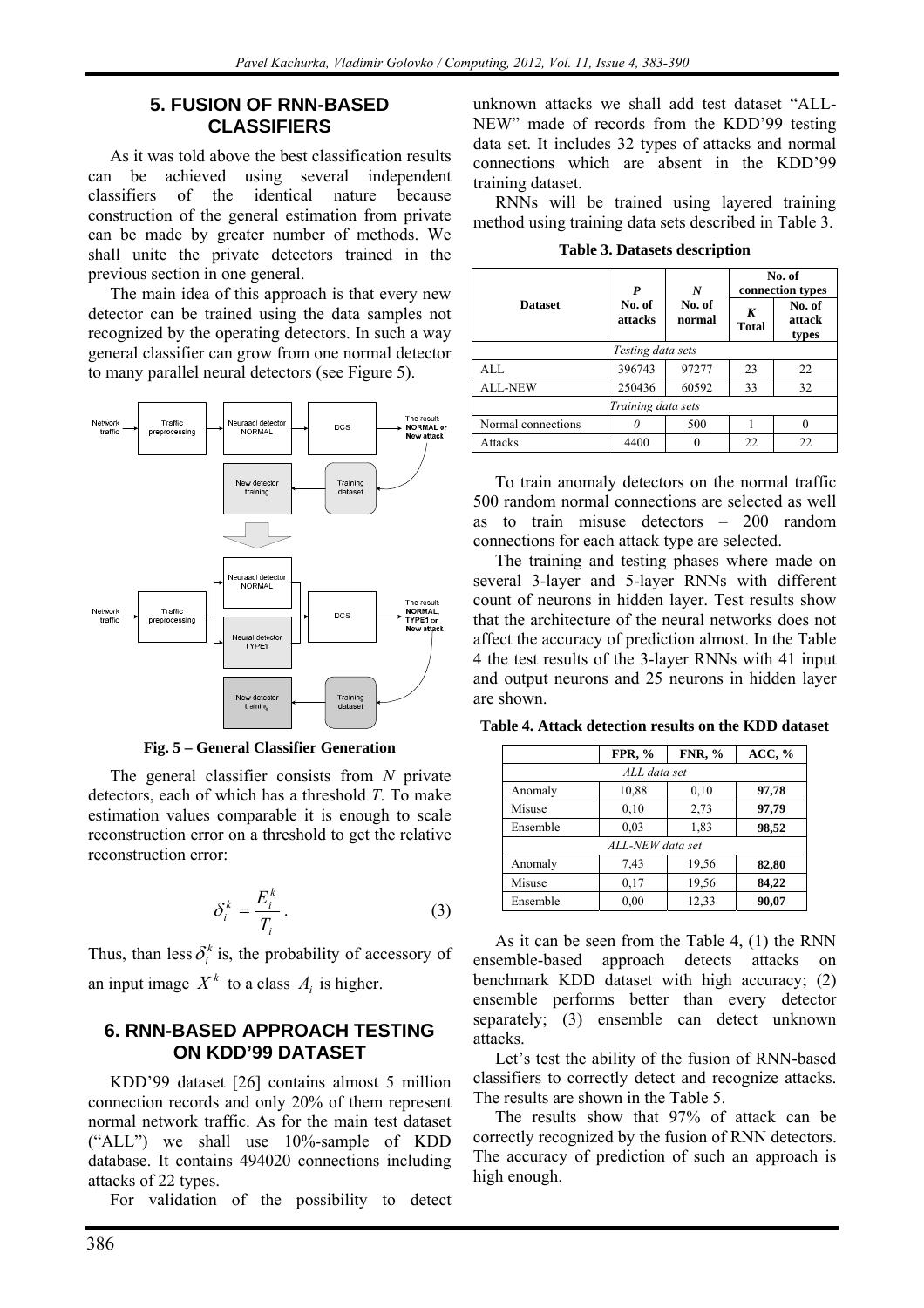## 5. FUSION OF RNN-BASED CLASSIFIERS

As it was told above the best classification results can be achieved using several independent classifiers of the identical nature because construction of the general estimation from private can be made by greater number of methods. We shall unite the private detectors trained in the previous section in one general.

The main idea of this approach is that every new detector can be trained using the data samples not recognized by the operating detectors. In such a way general classifier can grow from one normal detector to many parallel neural detectors (see Figure 5).

**Fig. 5 – General Classifier Generation**

The general classifier consists from $N$ private detectors, each of which has a threshold $T$. To make estimation values comparable it is enough to scale reconstruction error on a threshold to get the relative reconstruction error:

$$\delta_i^k = \frac{E_i^k}{T_i}. \quad (3)$$

Thus, than less $\delta_i^k$ is, the probability of accessory of an input image $X^k$ to a class $A_i$ is higher.

## 6. RNN-BASED APPROACH TESTING ON KDD'99 DATASET

KDD'99 dataset [26] contains almost 5 million connection records and only 20% of them represent normal network traffic. As for the main test dataset ("ALL") we shall use 10%-sample of KDD database. It contains 494020 connections including attacks of 22 types.

For validation of the possibility to detect unknown attacks we shall add test dataset "ALL-NEW" made of records from the KDD'99 testing data set. It includes 32 types of attacks and normal connections which are absent in the KDD'99 training dataset.

RNNs will be trained using layered training method using training data sets described in Table 3.

**Table 3. Datasets description**

| Dataset | *P* No. of attacks | *N* No. of normal | No. of connection types | |
|---|---|---|---|---|
| | | | *K* Total | No. of attack types |
| *Testing data sets* | | | | |
| ALL | 396743 | 97277 | 23 | 22 |
| ALL-NEW | 250436 | 60592 | 33 | 32 |
| *Training data sets* | | | | |
| Normal connections | *0* | 500 | 1 | 0 |
| Attacks | 4400 | 0 | 22 | 22 |

To train anomaly detectors on the normal traffic 500 random normal connections are selected as well as to train misuse detectors – 200 random connections for each attack type are selected.

The training and testing phases where made on several 3-layer and 5-layer RNNs with different count of neurons in hidden layer. Test results show that the architecture of the neural networks does not affect the accuracy of prediction almost. In the Table 4 the test results of the 3-layer RNNs with 41 input and output neurons and 25 neurons in hidden layer are shown.

**Table 4. Attack detection results on the KDD dataset**

| | FPR, % | FNR, % | ACC, % |
|---|---|---|---|
| *ALL data set* | | | |
| Anomaly | 10,88 | 0,10 | **97,78** |
| Misuse | 0,10 | 2,73 | **97,79** |
| Ensemble | 0,03 | 1,83 | **98,52** |
| *ALL-NEW data set* | | | |
| Anomaly | 7,43 | 19,56 | **82,80** |
| Misuse | 0,17 | 19,56 | **84,22** |
| Ensemble | 0,00 | 12,33 | **90,07** |

As it can be seen from the Table 4, (1) the RNN ensemble-based approach detects attacks on benchmark KDD dataset with high accuracy; (2) ensemble performs better than every detector separately; (3) ensemble can detect unknown attacks.

Let's test the ability of the fusion of RNN-based classifiers to correctly detect and recognize attacks. The results are shown in the Table 5.

The results show that 97% of attack can be correctly recognized by the fusion of RNN detectors. The accuracy of prediction of such an approach is high enough.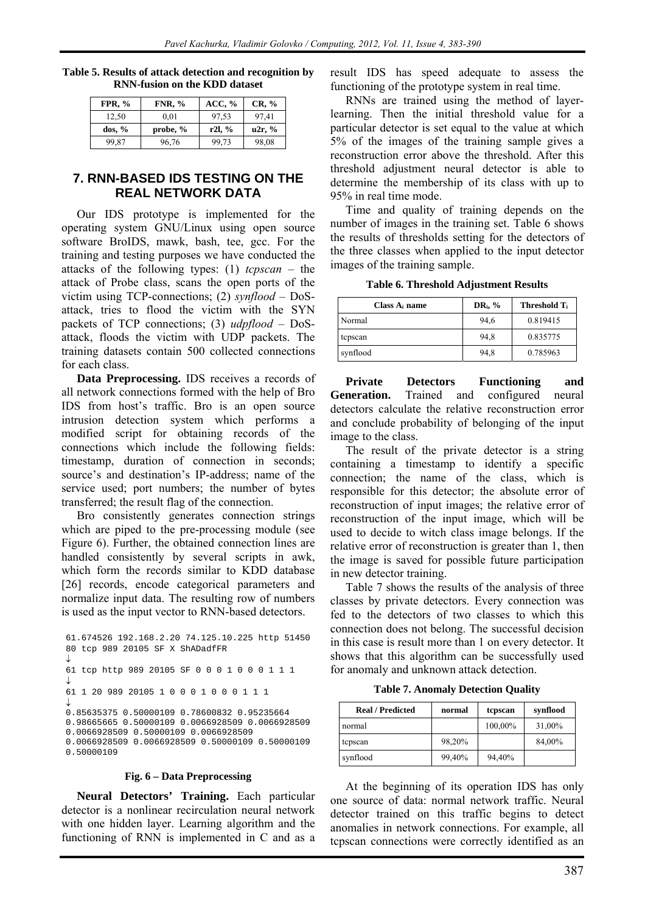**Table 5. Results of attack detection and recognition by RNN-fusion on the KDD dataset**

| FPR, % | FNR, % | ACC, % | CR, % |
|---|---|---|---|
| 12,50 | 0,01 | 97,53 | 97,41 |
| **dos, %** | **probe, %** | **r2l, %** | **u2r, %** |
| 99,87 | 96,76 | 99,73 | 98,08 |

## 7. RNN-BASED IDS TESTING ON THE REAL NETWORK DATA

Our IDS prototype is implemented for the operating system GNU/Linux using open source software BroIDS, mawk, bash, tee, gcc. For the training and testing purposes we have conducted the attacks of the following types: (1) *tcpscan* – the attack of Probe class, scans the open ports of the victim using TCP-connections; (2) *synflood* – DoS-attack, tries to flood the victim with the SYN packets of TCP connections; (3) *udpflood* – DoS-attack, floods the victim with UDP packets. The training datasets contain 500 collected connections for each class.

**Data Preprocessing.** IDS receives a records of all network connections formed with the help of Bro IDS from host's traffic. Bro is an open source intrusion detection system which performs a modified script for obtaining records of the connections which include the following fields: timestamp, duration of connection in seconds; source's and destination's IP-address; name of the service used; port numbers; the number of bytes transferred; the result flag of the connection.

Bro consistently generates connection strings which are piped to the pre-processing module (see Figure 6). Further, the obtained connection lines are handled consistently by several scripts in awk, which form the records similar to KDD database [26] records, encode categorical parameters and normalize input data. The resulting row of numbers is used as the input vector to RNN-based detectors.

```
61.674526 192.168.2.20 74.125.10.225 http 51450
80 tcp 989 20105 SF X ShADadfFR
↓
61 tcp http 989 20105 SF 0 0 0 1 0 0 0 1 1 1
↓
61 1 20 989 20105 1 0 0 0 1 0 0 0 1 1 1
↓
0.85635375 0.50000109 0.78600832 0.95235664
0.98665665 0.50000109 0.0066928509 0.0066928509
0.0066928509 0.50000109 0.0066928509
0.0066928509 0.0066928509 0.50000109 0.50000109
0.50000109
```

**Fig. 6 – Data Preprocessing**

**Neural Detectors' Training.** Each particular detector is a nonlinear recirculation neural network with one hidden layer. Learning algorithm and the functioning of RNN is implemented in C and as a result IDS has speed adequate to assess the functioning of the prototype system in real time.

RNNs are trained using the method of layer-learning. Then the initial threshold value for a particular detector is set equal to the value at which 5% of the images of the training sample gives a reconstruction error above the threshold. After this threshold adjustment neural detector is able to determine the membership of its class with up to 95% in real time mode.

Time and quality of training depends on the number of images in the training set. Table 6 shows the results of thresholds setting for the detectors of the three classes when applied to the input detector images of the training sample.

**Table 6. Threshold Adjustment Results**

| Class $A_i$ name | $DR_i$, % | Threshold $T_i$ |
|---|---|---|
| Normal | 94,6 | 0.819415 |
| tcpscan | 94,8 | 0.835775 |
| synflood | 94,8 | 0.785963 |

**Private Detectors Functioning and Generation.** Trained and configured neural detectors calculate the relative reconstruction error and conclude probability of belonging of the input image to the class.

The result of the private detector is a string containing a timestamp to identify a specific connection; the name of the class, which is responsible for this detector; the absolute error of reconstruction of input images; the relative error of reconstruction of the input image, which will be used to decide to witch class image belongs. If the relative error of reconstruction is greater than 1, then the image is saved for possible future participation in new detector training.

Table 7 shows the results of the analysis of three classes by private detectors. Every connection was fed to the detectors of two classes to which this connection does not belong. The successful decision in this case is result more than 1 on every detector. It shows that this algorithm can be successfully used for anomaly and unknown attack detection.

**Table 7. Anomaly Detection Quality**

| Real / Predicted | normal | tcpscan | synflood |
|---|---|---|---|
| normal | | 100,00% | 31,00% |
| tcpscan | 98,20% | | 84,00% |
| synflood | 99,40% | 94,40% | |

At the beginning of its operation IDS has only one source of data: normal network traffic. Neural detector trained on this traffic begins to detect anomalies in network connections. For example, all tcpscan connections were correctly identified as an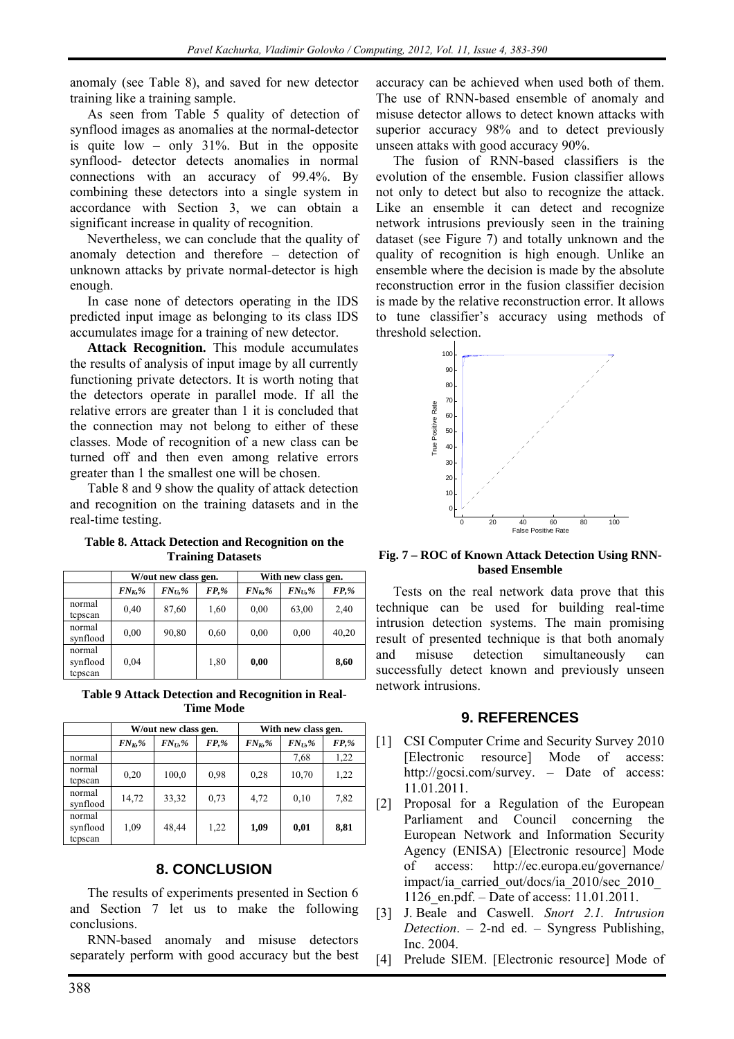anomaly (see Table 8), and saved for new detector training like a training sample.

As seen from Table 5 quality of detection of synflood images as anomalies at the normal-detector is quite low – only 31%. But in the opposite synflood- detector detects anomalies in normal connections with an accuracy of 99.4%. By combining these detectors into a single system in accordance with Section 3, we can obtain a significant increase in quality of recognition.

Nevertheless, we can conclude that the quality of anomaly detection and therefore – detection of unknown attacks by private normal-detector is high enough.

In case none of detectors operating in the IDS predicted input image as belonging to its class IDS accumulates image for a training of new detector.

**Attack Recognition.** This module accumulates the results of analysis of input image by all currently functioning private detectors. It is worth noting that the detectors operate in parallel mode. If all the relative errors are greater than 1 it is concluded that the connection may not belong to either of these classes. Mode of recognition of a new class can be turned off and then even among relative errors greater than 1 the smallest one will be chosen.

Table 8 and 9 show the quality of attack detection and recognition on the training datasets and in the real-time testing.

**Table 8. Attack Detection and Recognition on the Training Datasets**

| | W/out new class gen. | | | With new class gen. | | |
|---|---|---|---|---|---|---|
| | $FN_K$,% | $FN_U$,% | $FP$,% | $FN_K$,% | $FN_U$,% | $FP$,% |
| normal tcpscan | 0,40 | 87,60 | 1,60 | 0,00 | 63,00 | 2,40 |
| normal synflood | 0,00 | 90,80 | 0,60 | 0,00 | 0,00 | 40,20 |
| normal synflood tcpscan | 0,04 | | 1,80 | **0,00** | | **8,60** |

**Table 9 Attack Detection and Recognition in Real-Time Mode**

| | W/out new class gen. | | | With new class gen. | | |
|---|---|---|---|---|---|---|
| | $FN_K$,% | $FN_U$,% | $FP$,% | $FN_K$,% | $FN_U$,% | $FP$,% |
| normal | | | | | 7,68 | 1,22 |
| normal tcpscan | 0,20 | 100,0 | 0,98 | 0,28 | 10,70 | 1,22 |
| normal synflood | 14,72 | 33,32 | 0,73 | 4,72 | 0,10 | 7,82 |
| normal synflood tcpscan | 1,09 | 48,44 | 1,22 | **1,09** | **0,01** | **8,81** |

## 8. CONCLUSION

The results of experiments presented in Section 6 and Section 7 let us to make the following conclusions.

RNN-based anomaly and misuse detectors separately perform with good accuracy but the best accuracy can be achieved when used both of them. The use of RNN-based ensemble of anomaly and misuse detector allows to detect known attacks with superior accuracy 98% and to detect previously unseen attaks with good accuracy 90%.

The fusion of RNN-based classifiers is the evolution of the ensemble. Fusion classifier allows not only to detect but also to recognize the attack. Like an ensemble it can detect and recognize network intrusions previously seen in the training dataset (see Figure 7) and totally unknown and the quality of recognition is high enough. Unlike an ensemble where the decision is made by the absolute reconstruction error in the fusion classifier decision is made by the relative reconstruction error. It allows to tune classifier's accuracy using methods of threshold selection.

**Fig. 7 – ROC of Known Attack Detection Using RNN-based Ensemble**

Tests on the real network data prove that this technique can be used for building real-time intrusion detection systems. The main promising result of presented technique is that both anomaly and misuse detection simultaneously can successfully detect known and previously unseen network intrusions.

## 9. REFERENCES

[1] CSI Computer Crime and Security Survey 2010 [Electronic resource] Mode of access: http://gocsi.com/survey. – Date of access: 11.01.2011.

[2] Proposal for a Regulation of the European Parliament and Council concerning the European Network and Information Security Agency (ENISA) [Electronic resource] Mode of access: http://ec.europa.eu/governance/impact/ia_carried_out/docs/ia_2010/sec_2010_1126_en.pdf. – Date of access: 11.01.2011.

[3] J. Beale and Caswell. *Snort 2.1. Intrusion Detection*. – 2-nd ed. – Syngress Publishing, Inc. 2004.

[4] Prelude SIEM. [Electronic resource] Mode of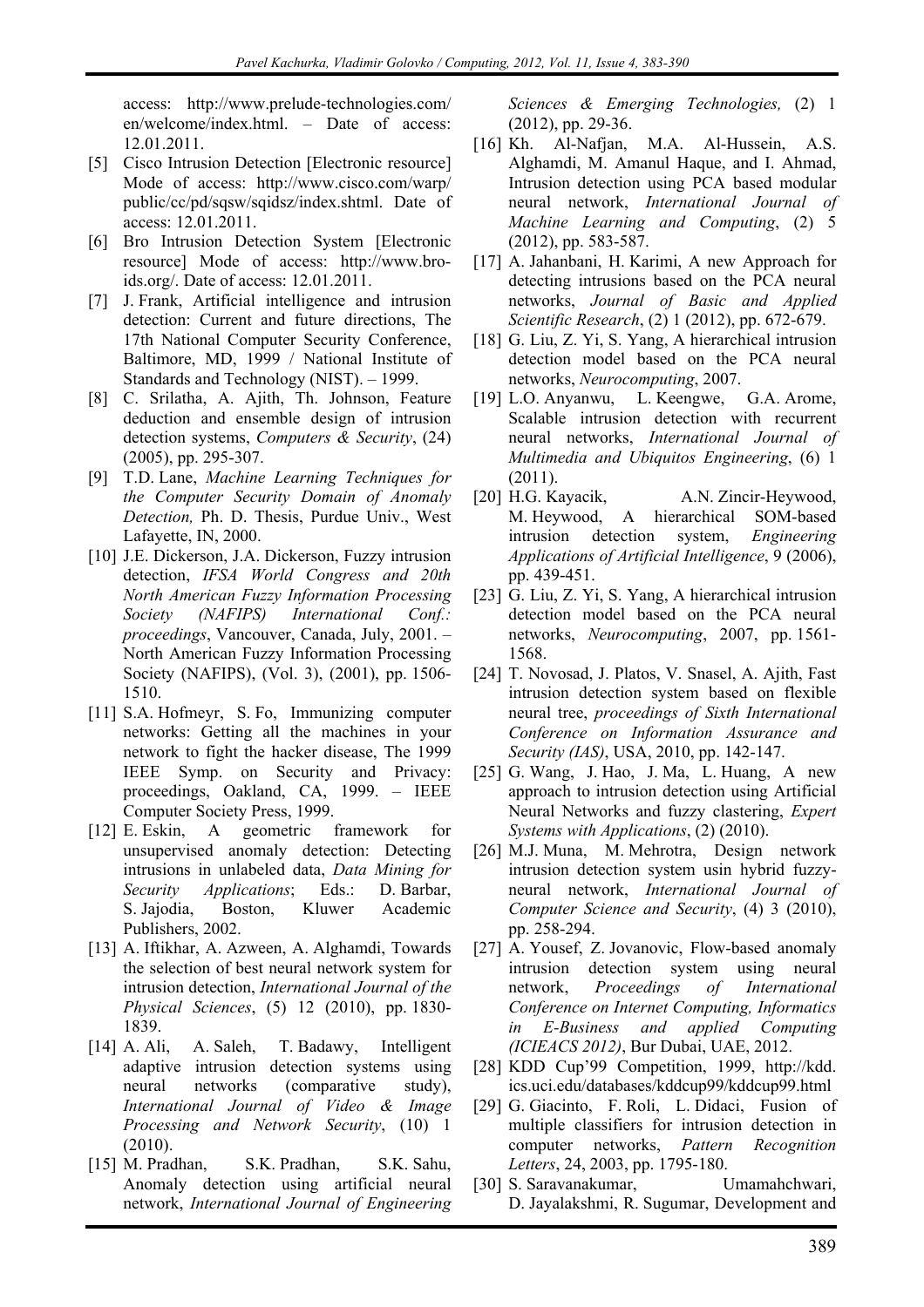access: http://www.prelude-technologies.com/en/welcome/index.html. – Date of access: 12.01.2011.

[5] Cisco Intrusion Detection [Electronic resource] Mode of access: http://www.cisco.com/warp/public/cc/pd/sqsw/sqidsz/index.shtml. Date of access: 12.01.2011.

[6] Bro Intrusion Detection System [Electronic resource] Mode of access: http://www.bro-ids.org/. Date of access: 12.01.2011.

[7] J. Frank, Artificial intelligence and intrusion detection: Current and future directions, The 17th National Computer Security Conference, Baltimore, MD, 1999 / National Institute of Standards and Technology (NIST). – 1999.

[8] C. Srilatha, A. Ajith, Th. Johnson, Feature deduction and ensemble design of intrusion detection systems, *Computers & Security*, (24) (2005), pp. 295-307.

[9] T.D. Lane, *Machine Learning Techniques for the Computer Security Domain of Anomaly Detection,* Ph. D. Thesis, Purdue Univ., West Lafayette, IN, 2000.

[10] J.E. Dickerson, J.A. Dickerson, Fuzzy intrusion detection, *IFSA World Congress and 20th North American Fuzzy Information Processing Society (NAFIPS) International Conf.: proceedings*, Vancouver, Canada, July, 2001. – North American Fuzzy Information Processing Society (NAFIPS), (Vol. 3), (2001), pp. 1506-1510.

[11] S.A. Hofmeyr, S. Fo, Immunizing computer networks: Getting all the machines in your network to fight the hacker disease, The 1999 IEEE Symp. on Security and Privacy: proceedings, Oakland, CA, 1999. – IEEE Computer Society Press, 1999.

[12] E. Eskin, A geometric framework for unsupervised anomaly detection: Detecting intrusions in unlabeled data, *Data Mining for Security Applications*; Eds.: D. Barbar, S. Jajodia, Boston, Kluwer Academic Publishers, 2002.

[13] A. Iftikhar, A. Azween, A. Alghamdi, Towards the selection of best neural network system for intrusion detection, *International Journal of the Physical Sciences*, (5) 12 (2010), pp. 1830-1839.

[14] A. Ali, A. Saleh, T. Badawy, Intelligent adaptive intrusion detection systems using neural networks (comparative study), *International Journal of Video & Image Processing and Network Security*, (10) 1 (2010).

[15] M. Pradhan, S.K. Pradhan, S.K. Sahu, Anomaly detection using artificial neural network, *International Journal of Engineering Sciences & Emerging Technologies,* (2) 1 (2012), pp. 29-36.

[16] Kh. Al-Nafjan, M.A. Al-Hussein, A.S. Alghamdi, M. Amanul Haque, and I. Ahmad, Intrusion detection using PCA based modular neural network, *International Journal of Machine Learning and Computing*, (2) 5 (2012), pp. 583-587.

[17] A. Jahanbani, H. Karimi, A new Approach for detecting intrusions based on the PCA neural networks, *Journal of Basic and Applied Scientific Research*, (2) 1 (2012), pp. 672-679.

[18] G. Liu, Z. Yi, S. Yang, A hierarchical intrusion detection model based on the PCA neural networks, *Neurocomputing*, 2007.

[19] L.O. Anyanwu, L. Keengwe, G.A. Arome, Scalable intrusion detection with recurrent neural networks, *International Journal of Multimedia and Ubiquitos Engineering*, (6) 1 (2011).

[20] H.G. Kayacik, A.N. Zincir-Heywood, M. Heywood, A hierarchical SOM-based intrusion detection system, *Engineering Applications of Artificial Intelligence*, 9 (2006), pp. 439-451.

[23] G. Liu, Z. Yi, S. Yang, A hierarchical intrusion detection model based on the PCA neural networks, *Neurocomputing*, 2007, pp. 1561-1568.

[24] T. Novosad, J. Platos, V. Snasel, A. Ajith, Fast intrusion detection system based on flexible neural tree, *proceedings of Sixth International Conference on Information Assurance and Security (IAS)*, USA, 2010, pp. 142-147.

[25] G. Wang, J. Hao, J. Ma, L. Huang, A new approach to intrusion detection using Artificial Neural Networks and fuzzy clastering, *Expert Systems with Applications*, (2) (2010).

[26] M.J. Muna, M. Mehrotra, Design network intrusion detection system usin hybrid fuzzy-neural network, *International Journal of Computer Science and Security*, (4) 3 (2010), pp. 258-294.

[27] A. Yousef, Z. Jovanovic, Flow-based anomaly intrusion detection system using neural network, *Proceedings of International Conference on Internet Computing, Informatics in E-Business and applied Computing (ICIEACS 2012)*, Bur Dubai, UAE, 2012.

[28] KDD Cup'99 Competition, 1999, http://kdd.ics.uci.edu/databases/kddcup99/kddcup99.html

[29] G. Giacinto, F. Roli, L. Didaci, Fusion of multiple classifiers for intrusion detection in computer networks, *Pattern Recognition Letters*, 24, 2003, pp. 1795-180.

[30] S. Saravanakumar, Umamahchwari, D. Jayalakshmi, R. Sugumar, Development and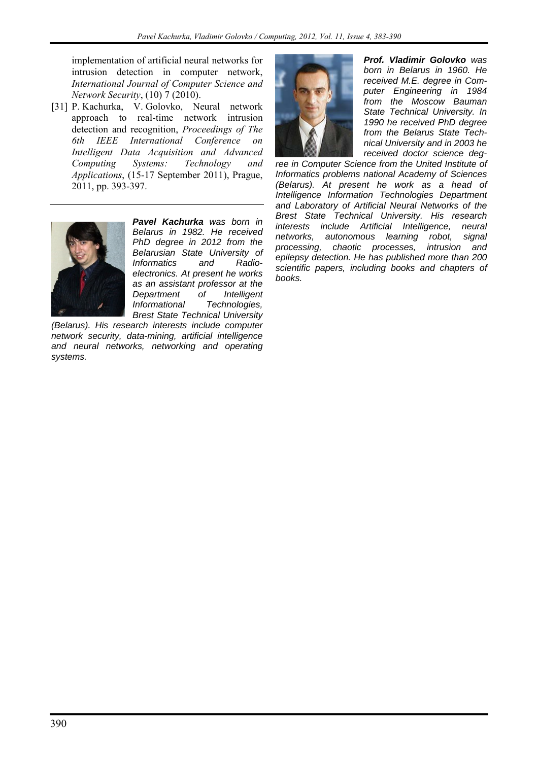implementation of artificial neural networks for intrusion detection in computer network, *International Journal of Computer Science and Network Security*, (10) 7 (2010).

[31] P. Kachurka, V. Golovko, Neural network approach to real-time network intrusion detection and recognition, *Proceedings of The 6th IEEE International Conference on Intelligent Data Acquisition and Advanced Computing Systems: Technology and Applications*, (15-17 September 2011), Prague, 2011, pp. 393-397.

***Pavel Kachurka*** *was born in Belarus in 1982. He received PhD degree in 2012 from the Belarusian State University of Informatics and Radio-electronics. At present he works as an assistant professor at the Department of Intelligent Informational Technologies, Brest State Technical University (Belarus). His research interests include computer network security, data-mining, artificial intelligence and neural networks, networking and operating systems.*

***Prof. Vladimir Golovko*** *was born in Belarus in 1960. He received M.E. degree in Computer Engineering in 1984 from the Moscow Bauman State Technical University. In 1990 he received PhD degree from the Belarus State Technical University and in 2003 he received doctor science degree in Computer Science from the United Institute of Informatics problems national Academy of Sciences (Belarus). At present he work as a head of Intelligence Information Technologies Department and Laboratory of Artificial Neural Networks of the Brest State Technical University. His research interests include Artificial Intelligence, neural networks, autonomous learning robot, signal processing, chaotic processes, intrusion and epilepsy detection. He has published more than 200 scientific papers, including books and chapters of books.*